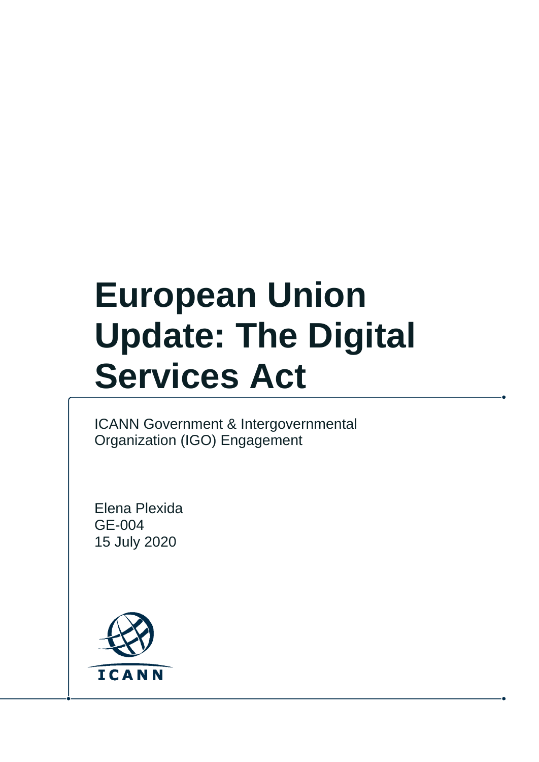# European Union Update: The Digital Services Act

ICANN Government & Intergovernmental Organization (IGO) Engagement

Elena Plexida
GE-004
15 July 2020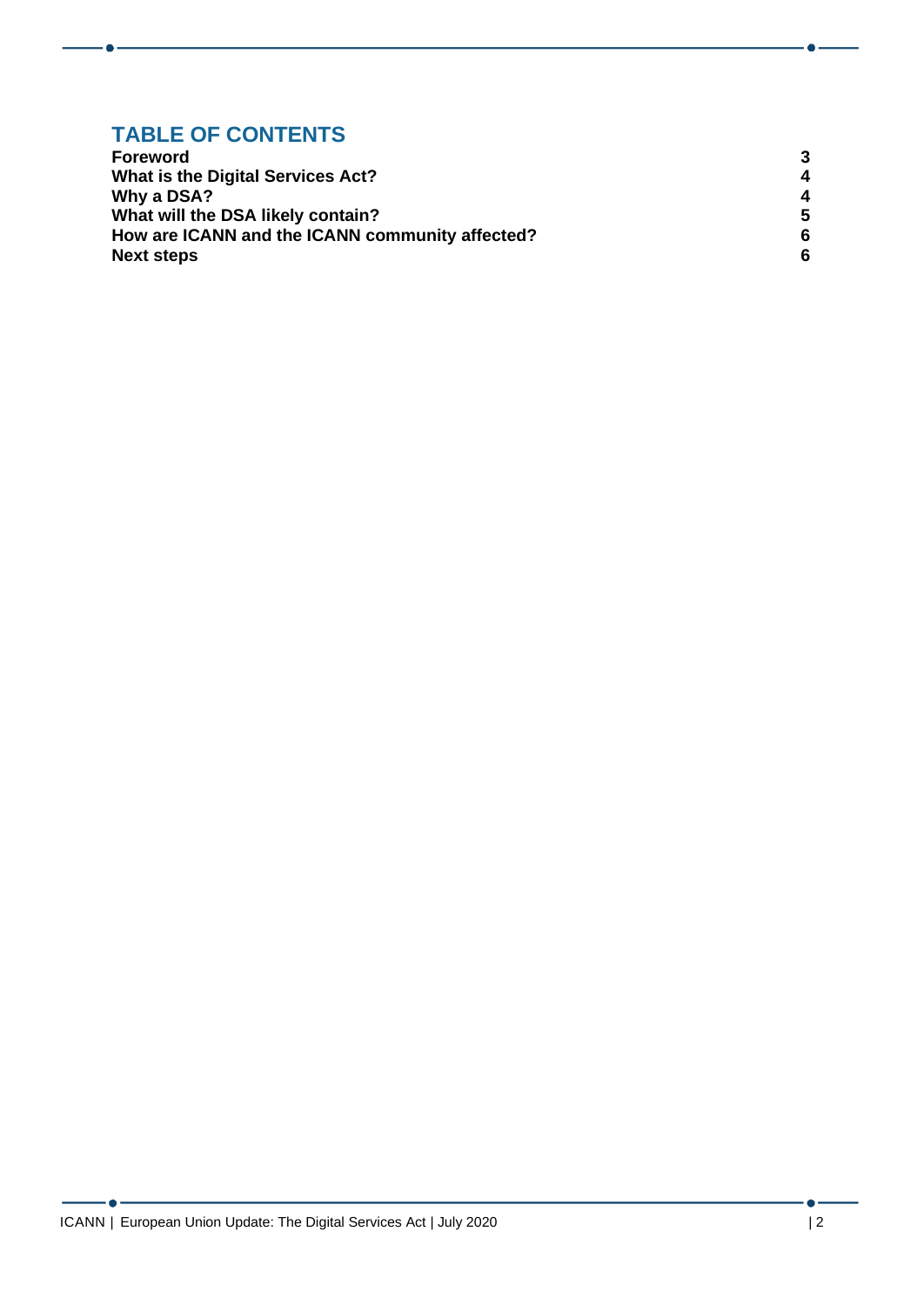## TABLE OF CONTENTS

| | |
|---|---|
| **Foreword** | **3** |
| **What is the Digital Services Act?** | **4** |
| **Why a DSA?** | **4** |
| **What will the DSA likely contain?** | **5** |
| **How are ICANN and the ICANN community affected?** | **6** |
| **Next steps** | **6** |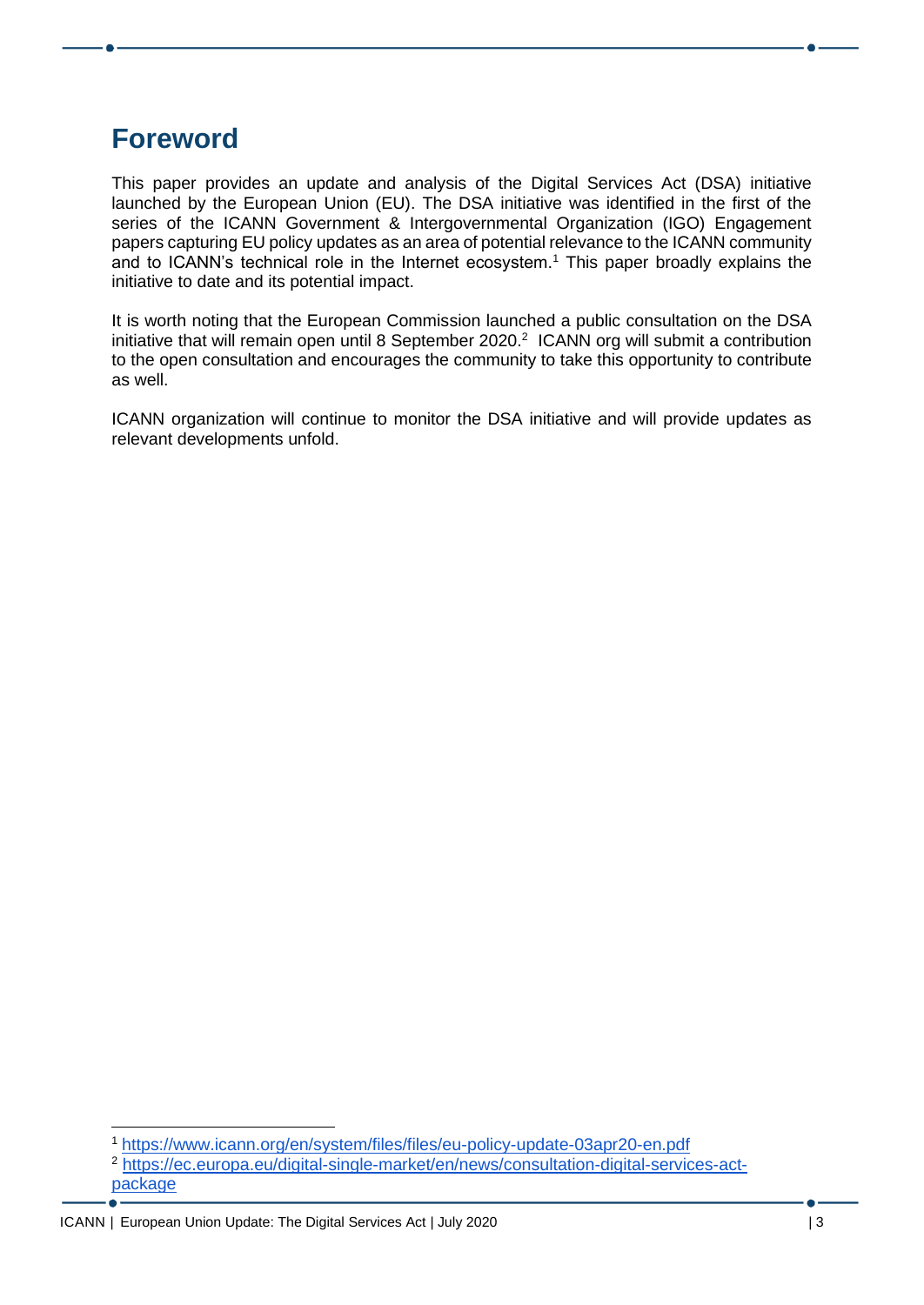# Foreword

This paper provides an update and analysis of the Digital Services Act (DSA) initiative launched by the European Union (EU). The DSA initiative was identified in the first of the series of the ICANN Government & Intergovernmental Organization (IGO) Engagement papers capturing EU policy updates as an area of potential relevance to the ICANN community and to ICANN's technical role in the Internet ecosystem.[1] This paper broadly explains the initiative to date and its potential impact.

It is worth noting that the European Commission launched a public consultation on the DSA initiative that will remain open until 8 September 2020.[2] ICANN org will submit a contribution to the open consultation and encourages the community to take this opportunity to contribute as well.

ICANN organization will continue to monitor the DSA initiative and will provide updates as relevant developments unfold.

---

[1] https://www.icann.org/en/system/files/files/eu-policy-update-03apr20-en.pdf

[2] https://ec.europa.eu/digital-single-market/en/news/consultation-digital-services-act-package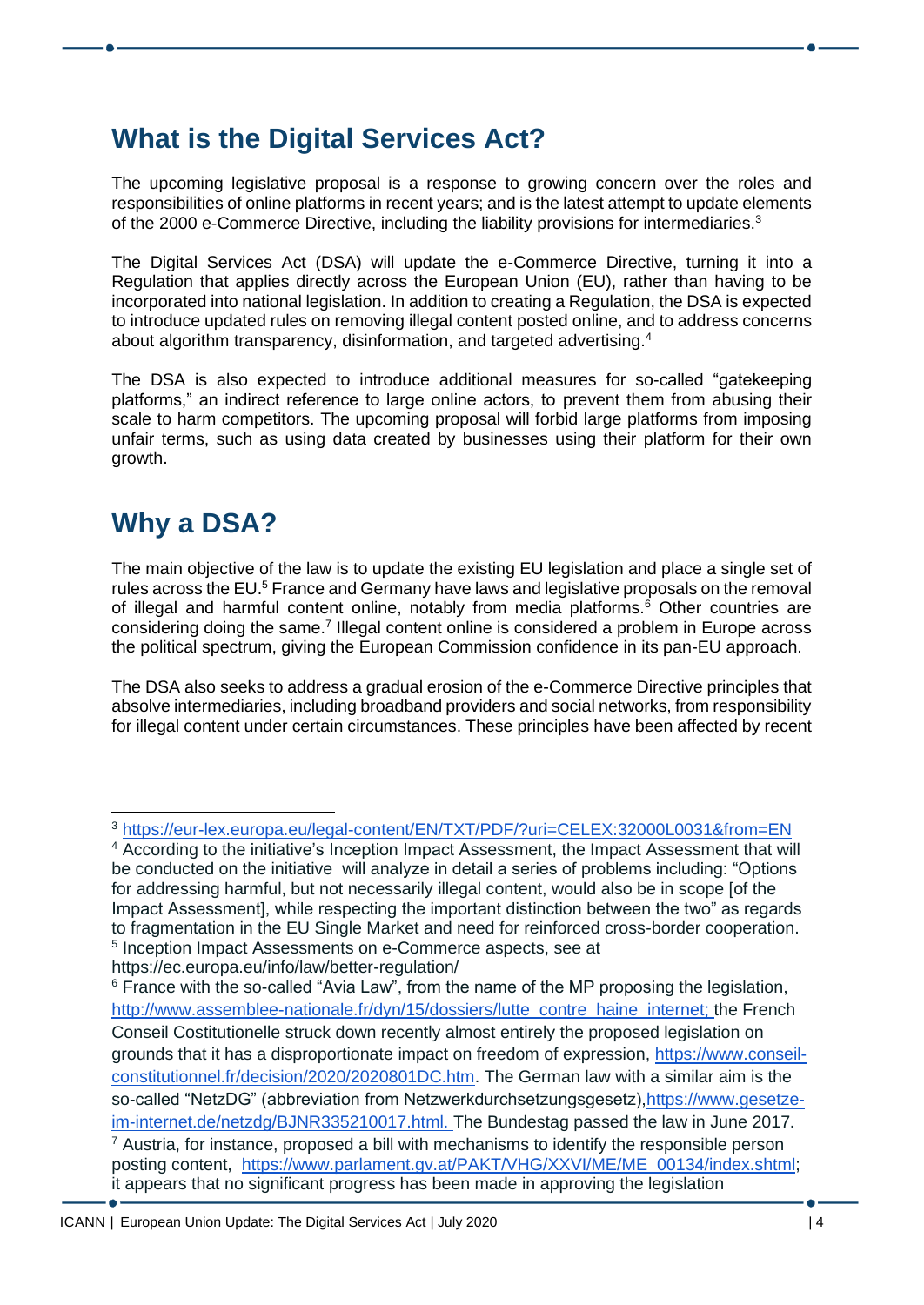## What is the Digital Services Act?

The upcoming legislative proposal is a response to growing concern over the roles and responsibilities of online platforms in recent years; and is the latest attempt to update elements of the 2000 e-Commerce Directive, including the liability provisions for intermediaries.[3]

The Digital Services Act (DSA) will update the e-Commerce Directive, turning it into a Regulation that applies directly across the European Union (EU), rather than having to be incorporated into national legislation. In addition to creating a Regulation, the DSA is expected to introduce updated rules on removing illegal content posted online, and to address concerns about algorithm transparency, disinformation, and targeted advertising.[4]

The DSA is also expected to introduce additional measures for so-called "gatekeeping platforms," an indirect reference to large online actors, to prevent them from abusing their scale to harm competitors. The upcoming proposal will forbid large platforms from imposing unfair terms, such as using data created by businesses using their platform for their own growth.

## Why a DSA?

The main objective of the law is to update the existing EU legislation and place a single set of rules across the EU.[5] France and Germany have laws and legislative proposals on the removal of illegal and harmful content online, notably from media platforms.[6] Other countries are considering doing the same.[7] Illegal content online is considered a problem in Europe across the political spectrum, giving the European Commission confidence in its pan-EU approach.

The DSA also seeks to address a gradual erosion of the e-Commerce Directive principles that absolve intermediaries, including broadband providers and social networks, from responsibility for illegal content under certain circumstances. These principles have been affected by recent

---

[3] https://eur-lex.europa.eu/legal-content/EN/TXT/PDF/?uri=CELEX:32000L0031&from=EN

[4] According to the initiative's Inception Impact Assessment, the Impact Assessment that will be conducted on the initiative will analyze in detail a series of problems including: "Options for addressing harmful, but not necessarily illegal content, would also be in scope [of the Impact Assessment], while respecting the important distinction between the two" as regards to fragmentation in the EU Single Market and need for reinforced cross-border cooperation.

[5] Inception Impact Assessments on e-Commerce aspects, see at https://ec.europa.eu/info/law/better-regulation/

[6] France with the so-called "Avia Law", from the name of the MP proposing the legislation, http://www.assemblee-nationale.fr/dyn/15/dossiers/lutte_contre_haine_internet; the French Conseil Costitutionelle struck down recently almost entirely the proposed legislation on grounds that it has a disproportionate impact on freedom of expression, https://www.conseil-constitutionnel.fr/decision/2020/2020801DC.htm. The German law with a similar aim is the so-called "NetzDG" (abbreviation from Netzwerkdurchsetzungsgesetz), https://www.gesetze-im-internet.de/netzdg/BJNR335210017.html. The Bundestag passed the law in June 2017.

[7] Austria, for instance, proposed a bill with mechanisms to identify the responsible person posting content, https://www.parlament.gv.at/PAKT/VHG/XXVI/ME/ME_00134/index.shtml; it appears that no significant progress has been made in approving the legislation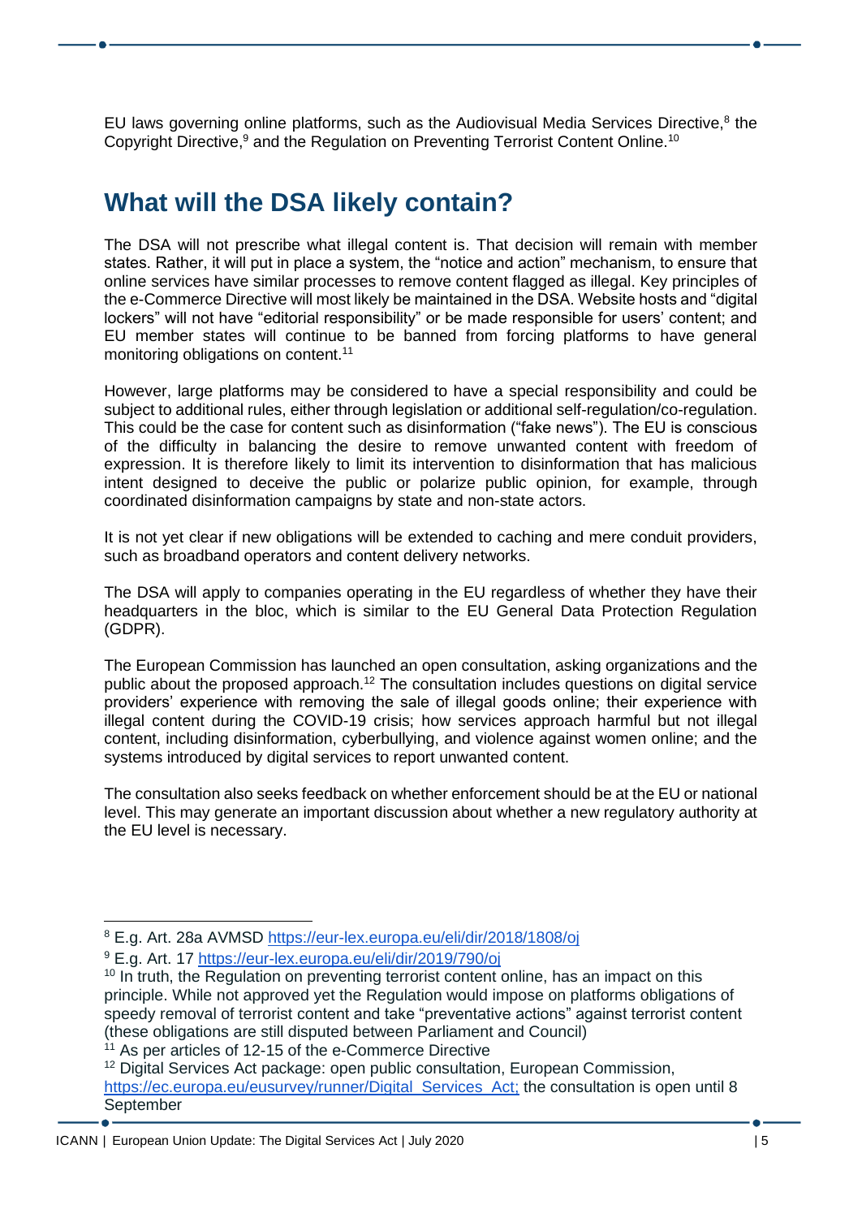EU laws governing online platforms, such as the Audiovisual Media Services Directive,[8] the Copyright Directive,[9] and the Regulation on Preventing Terrorist Content Online.[10]

## What will the DSA likely contain?

The DSA will not prescribe what illegal content is. That decision will remain with member states. Rather, it will put in place a system, the "notice and action" mechanism, to ensure that online services have similar processes to remove content flagged as illegal. Key principles of the e-Commerce Directive will most likely be maintained in the DSA. Website hosts and "digital lockers" will not have "editorial responsibility" or be made responsible for users' content; and EU member states will continue to be banned from forcing platforms to have general monitoring obligations on content.[11]

However, large platforms may be considered to have a special responsibility and could be subject to additional rules, either through legislation or additional self-regulation/co-regulation. This could be the case for content such as disinformation ("fake news"). The EU is conscious of the difficulty in balancing the desire to remove unwanted content with freedom of expression. It is therefore likely to limit its intervention to disinformation that has malicious intent designed to deceive the public or polarize public opinion, for example, through coordinated disinformation campaigns by state and non-state actors.

It is not yet clear if new obligations will be extended to caching and mere conduit providers, such as broadband operators and content delivery networks.

The DSA will apply to companies operating in the EU regardless of whether they have their headquarters in the bloc, which is similar to the EU General Data Protection Regulation (GDPR).

The European Commission has launched an open consultation, asking organizations and the public about the proposed approach.[12] The consultation includes questions on digital service providers' experience with removing the sale of illegal goods online; their experience with illegal content during the COVID-19 crisis; how services approach harmful but not illegal content, including disinformation, cyberbullying, and violence against women online; and the systems introduced by digital services to report unwanted content.

The consultation also seeks feedback on whether enforcement should be at the EU or national level. This may generate an important discussion about whether a new regulatory authority at the EU level is necessary.

---

[8] E.g. Art. 28a AVMSD https://eur-lex.europa.eu/eli/dir/2018/1808/oj

[9] E.g. Art. 17 https://eur-lex.europa.eu/eli/dir/2019/790/oj

[10] In truth, the Regulation on preventing terrorist content online, has an impact on this principle. While not approved yet the Regulation would impose on platforms obligations of speedy removal of terrorist content and take "preventative actions" against terrorist content (these obligations are still disputed between Parliament and Council)

[11] As per articles of 12-15 of the e-Commerce Directive

[12] Digital Services Act package: open public consultation, European Commission, https://ec.europa.eu/eusurvey/runner/Digital_Services_Act; the consultation is open until 8 September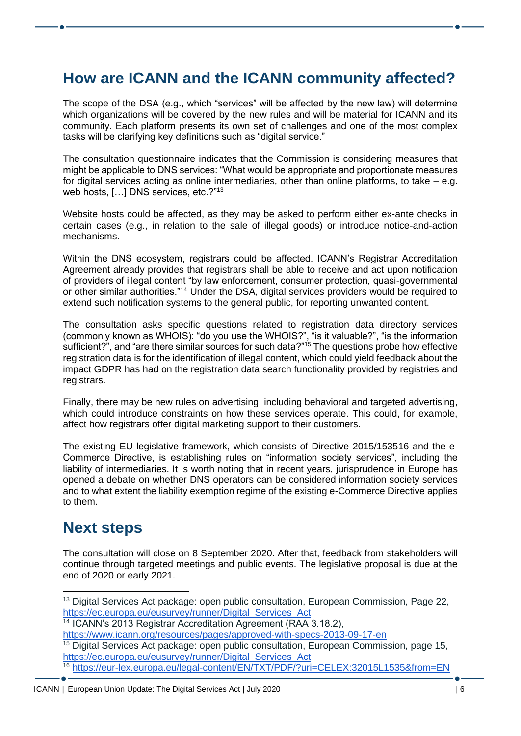## How are ICANN and the ICANN community affected?

The scope of the DSA (e.g., which "services" will be affected by the new law) will determine which organizations will be covered by the new rules and will be material for ICANN and its community. Each platform presents its own set of challenges and one of the most complex tasks will be clarifying key definitions such as "digital service."

The consultation questionnaire indicates that the Commission is considering measures that might be applicable to DNS services: "What would be appropriate and proportionate measures for digital services acting as online intermediaries, other than online platforms, to take – e.g. web hosts, […] DNS services, etc.?"[13]

Website hosts could be affected, as they may be asked to perform either ex-ante checks in certain cases (e.g., in relation to the sale of illegal goods) or introduce notice-and-action mechanisms.

Within the DNS ecosystem, registrars could be affected. ICANN's Registrar Accreditation Agreement already provides that registrars shall be able to receive and act upon notification of providers of illegal content "by law enforcement, consumer protection, quasi-governmental or other similar authorities."[14] Under the DSA, digital services providers would be required to extend such notification systems to the general public, for reporting unwanted content.

The consultation asks specific questions related to registration data directory services (commonly known as WHOIS): "do you use the WHOIS?", "is it valuable?", "is the information sufficient?", and "are there similar sources for such data?"[15] The questions probe how effective registration data is for the identification of illegal content, which could yield feedback about the impact GDPR has had on the registration data search functionality provided by registries and registrars.

Finally, there may be new rules on advertising, including behavioral and targeted advertising, which could introduce constraints on how these services operate. This could, for example, affect how registrars offer digital marketing support to their customers.

The existing EU legislative framework, which consists of Directive 2015/1535[16] and the e-Commerce Directive, is establishing rules on "information society services", including the liability of intermediaries. It is worth noting that in recent years, jurisprudence in Europe has opened a debate on whether DNS operators can be considered information society services and to what extent the liability exemption regime of the existing e-Commerce Directive applies to them.

## Next steps

The consultation will close on 8 September 2020. After that, feedback from stakeholders will continue through targeted meetings and public events. The legislative proposal is due at the end of 2020 or early 2021.

---

[13] Digital Services Act package: open public consultation, European Commission, Page 22, https://ec.europa.eu/eusurvey/runner/Digital_Services_Act

[14] ICANN's 2013 Registrar Accreditation Agreement (RAA 3.18.2), https://www.icann.org/resources/pages/approved-with-specs-2013-09-17-en

[15] Digital Services Act package: open public consultation, European Commission, page 15, https://ec.europa.eu/eusurvey/runner/Digital_Services_Act

[16] https://eur-lex.europa.eu/legal-content/EN/TXT/PDF/?uri=CELEX:32015L1535&from=EN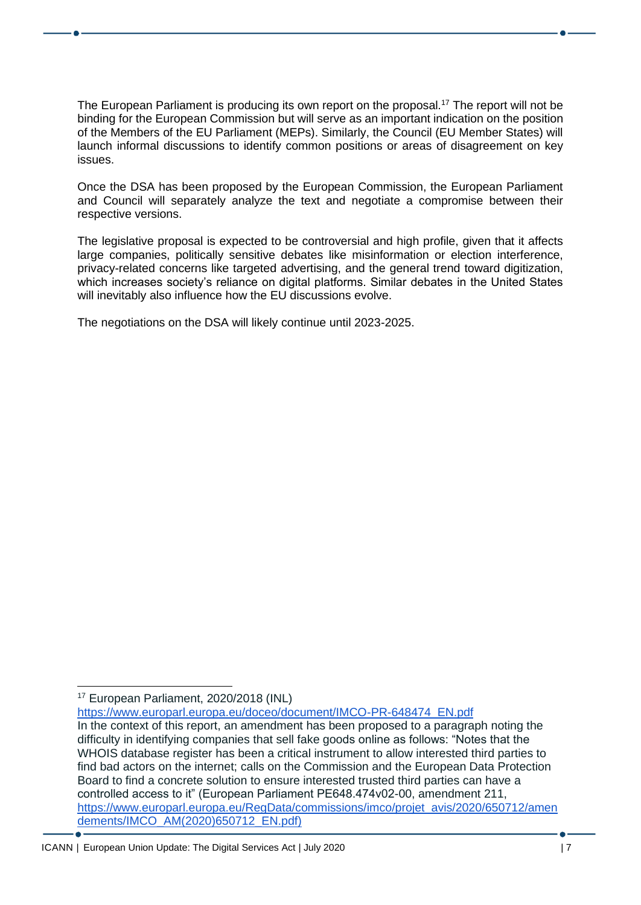The European Parliament is producing its own report on the proposal.[17] The report will not be binding for the European Commission but will serve as an important indication on the position of the Members of the EU Parliament (MEPs). Similarly, the Council (EU Member States) will launch informal discussions to identify common positions or areas of disagreement on key issues.

Once the DSA has been proposed by the European Commission, the European Parliament and Council will separately analyze the text and negotiate a compromise between their respective versions.

The legislative proposal is expected to be controversial and high profile, given that it affects large companies, politically sensitive debates like misinformation or election interference, privacy-related concerns like targeted advertising, and the general trend toward digitization, which increases society's reliance on digital platforms. Similar debates in the United States will inevitably also influence how the EU discussions evolve.

The negotiations on the DSA will likely continue until 2023-2025.

---

[17] European Parliament, 2020/2018 (INL)
https://www.europarl.europa.eu/doceo/document/IMCO-PR-648474_EN.pdf
In the context of this report, an amendment has been proposed to a paragraph noting the difficulty in identifying companies that sell fake goods online as follows: "Notes that the WHOIS database register has been a critical instrument to allow interested third parties to find bad actors on the internet; calls on the Commission and the European Data Protection Board to find a concrete solution to ensure interested trusted third parties can have a controlled access to it" (European Parliament PE648.474v02-00, amendment 211, https://www.europarl.europa.eu/RegData/commissions/imco/projet_avis/2020/650712/amendements/IMCO_AM(2020)650712_EN.pdf)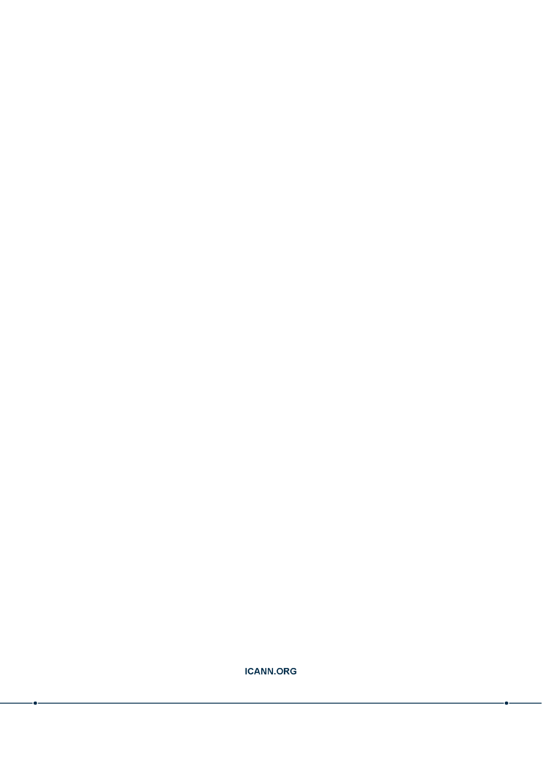ICANN.ORG